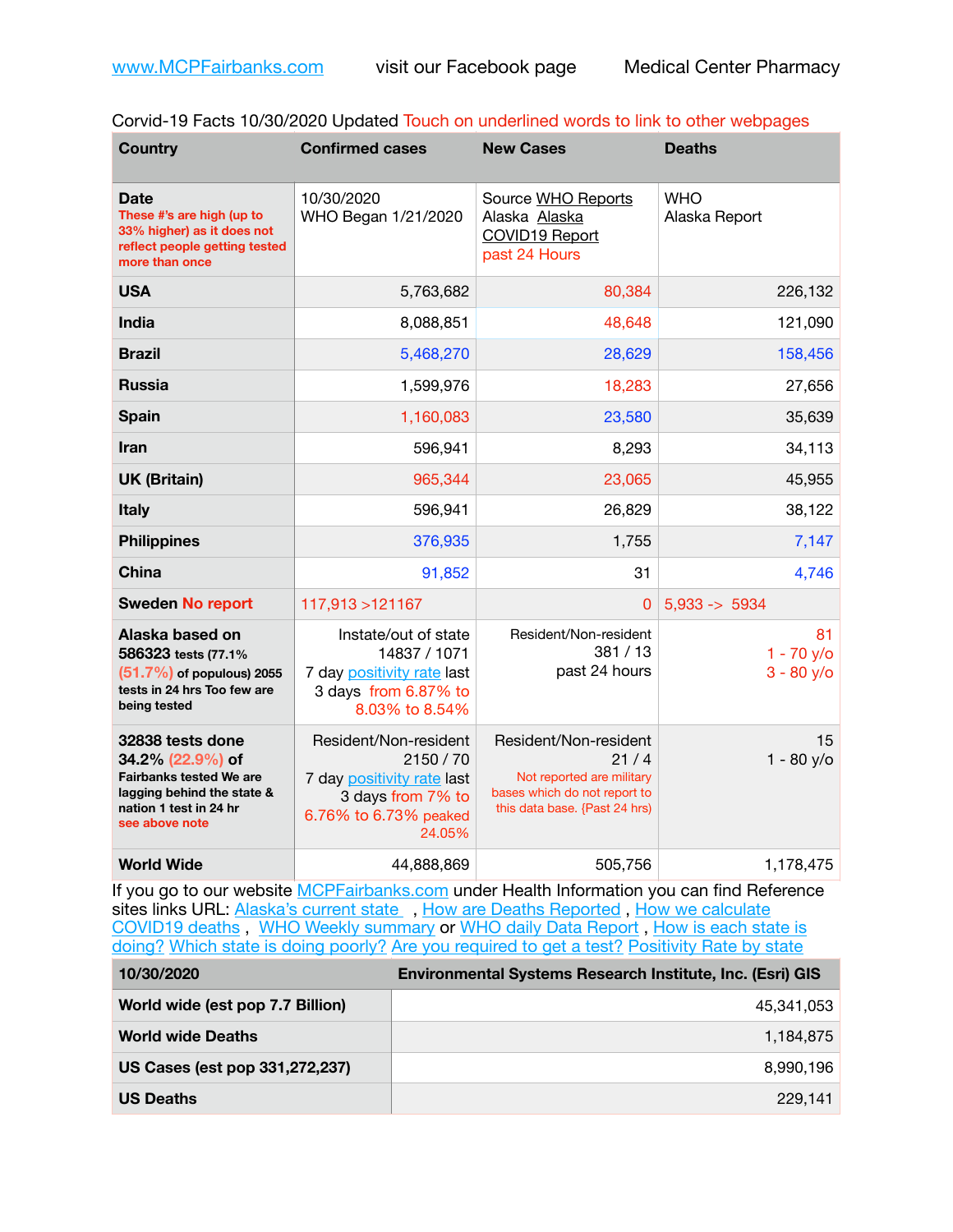www.MCPFairbanks.com visit our Facebook page Medical Center Pharmacy

Corvid-19 Facts 10/30/2020 Updated Touch on underlined words to link to other webpages

| Country | Confirmed cases | New Cases | Deaths |
|---|---|---|---|
| **Date** These #'s are high (up to 33% higher) as it does not reflect people getting tested more than once | 10/30/2020 WHO Began 1/21/2020 | Source WHO Reports Alaska Alaska COVID19 Report past 24 Hours | WHO Alaska Report |
| **USA** | 5,763,682 | 80,384 | 226,132 |
| **India** | 8,088,851 | 48,648 | 121,090 |
| **Brazil** | 5,468,270 | 28,629 | 158,456 |
| **Russia** | 1,599,976 | 18,283 | 27,656 |
| **Spain** | 1,160,083 | 23,580 | 35,639 |
| **Iran** | 596,941 | 8,293 | 34,113 |
| **UK (Britain)** | 965,344 | 23,065 | 45,955 |
| **Italy** | 596,941 | 26,829 | 38,122 |
| **Philippines** | 376,935 | 1,755 | 7,147 |
| **China** | 91,852 | 31 | 4,746 |
| **Sweden No report** | 117,913 >121167 | 0 | 5,933 -> 5934 |
| **Alaska based on 586323** tests (77.1% (51.7%) of populous) 2055 tests in 24 hrs Too few are being tested | Instate/out of state 14837 / 1071 7 day positivity rate last 3 days from 6.87% to 8.03% to 8.54% | Resident/Non-resident 381 / 13 past 24 hours | 81 1 - 70 y/o 3 - 80 y/o |
| **32838 tests done 34.2% (22.9%) of** Fairbanks tested We are lagging behind the state & nation 1 test in 24 hr see above note | Resident/Non-resident 2150 / 70 7 day positivity rate last 3 days from 7% to 6.76% to 6.73% peaked 24.05% | Resident/Non-resident 21 / 4 Not reported are military bases which do not report to this data base. {Past 24 hrs) | 15 1 - 80 y/o |
| **World Wide** | 44,888,869 | 505,756 | 1,178,475 |

If you go to our website MCPFairbanks.com under Health Information you can find Reference sites links URL: Alaska's current state , How are Deaths Reported , How we calculate COVID19 deaths , WHO Weekly summary or WHO daily Data Report , How is each state is doing? Which state is doing poorly? Are you required to get a test? Positivity Rate by state

| 10/30/2020 | Environmental Systems Research Institute, Inc. (Esri) GIS |
|---|---|
| **World wide (est pop 7.7 Billion)** | 45,341,053 |
| **World wide Deaths** | 1,184,875 |
| **US Cases (est pop 331,272,237)** | 8,990,196 |
| **US Deaths** | 229,141 |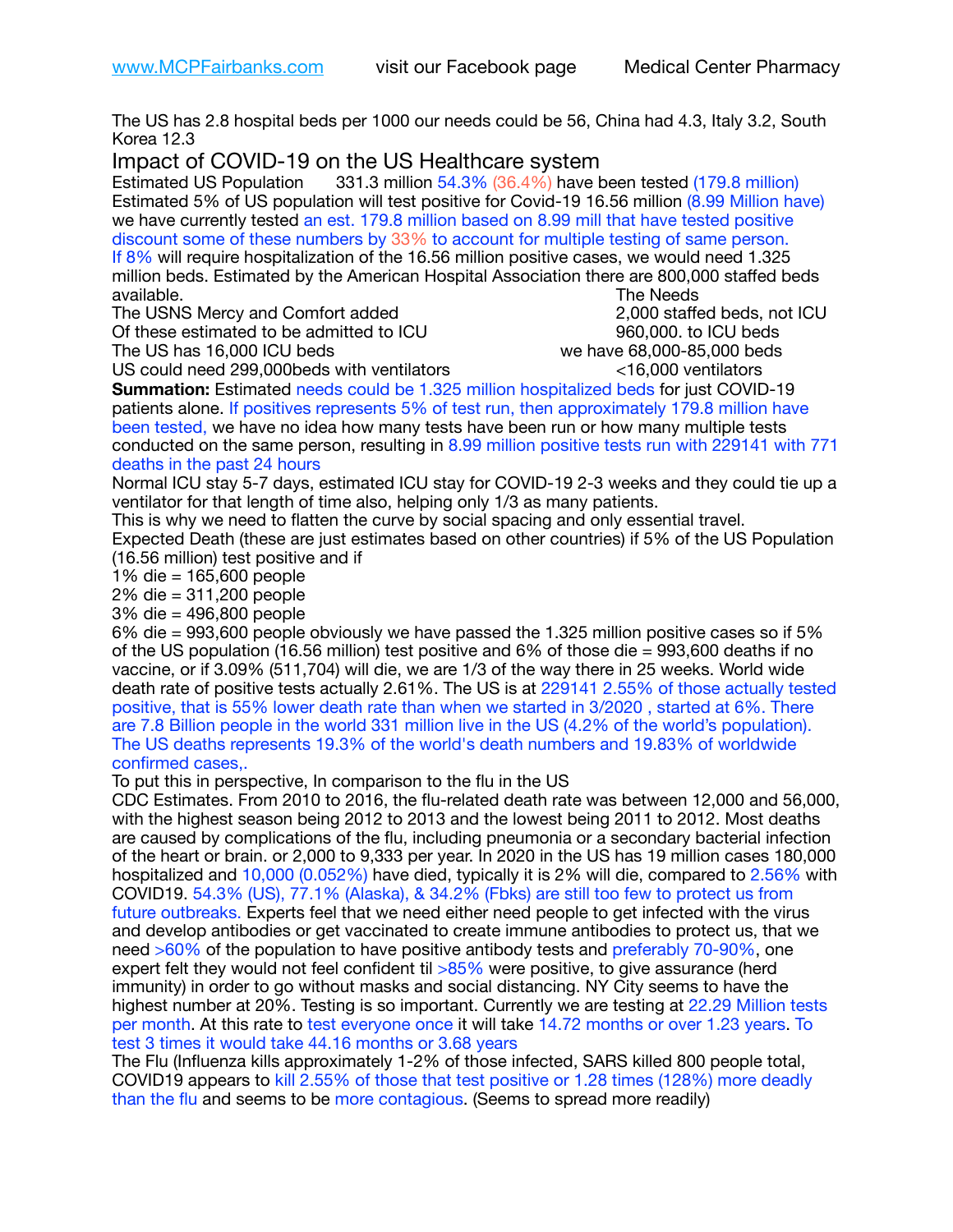The US has 2.8 hospital beds per 1000 our needs could be 56, China had 4.3, Italy 3.2, South Korea 12.3

## Impact of COVID-19 on the US Healthcare system

Estimated US Population 331.3 million 54.3% (36.4%) have been tested (179.8 million)
Estimated 5% of US population will test positive for Covid-19 16.56 million (8.99 Million have)
we have currently tested an est. 179.8 million based on 8.99 mill that have tested positive discount some of these numbers by 33% to account for multiple testing of same person.
If 8% will require hospitalization of the 16.56 million positive cases, we would need 1.325 million beds. Estimated by the American Hospital Association there are 800,000 staffed beds available.

| | The Needs |
|---|---|
| The USNS Mercy and Comfort added | 2,000 staffed beds, not ICU |
| Of these estimated to be admitted to ICU | 960,000. to ICU beds |
| The US has 16,000 ICU beds | we have 68,000-85,000 beds |
| US could need 299,000beds with ventilators | <16,000 ventilators |

**Summation:** Estimated needs could be 1.325 million hospitalized beds for just COVID-19 patients alone. If positives represents 5% of test run, then approximately 179.8 million have been tested, we have no idea how many tests have been run or how many multiple tests conducted on the same person, resulting in 8.99 million positive tests run with 229141 with 771 deaths in the past 24 hours
Normal ICU stay 5-7 days, estimated ICU stay for COVID-19 2-3 weeks and they could tie up a ventilator for that length of time also, helping only 1/3 as many patients.
This is why we need to flatten the curve by social spacing and only essential travel.
Expected Death (these are just estimates based on other countries) if 5% of the US Population (16.56 million) test positive and if
1% die = 165,600 people
2% die = 311,200 people
3% die = 496,800 people
6% die = 993,600 people obviously we have passed the 1.325 million positive cases so if 5% of the US population (16.56 million) test positive and 6% of those die = 993,600 deaths if no vaccine, or if 3.09% (511,704) will die, we are 1/3 of the way there in 25 weeks. World wide death rate of positive tests actually 2.61%. The US is at 229141 2.55% of those actually tested positive, that is 55% lower death rate than when we started in 3/2020 , started at 6%. There are 7.8 Billion people in the world 331 million live in the US (4.2% of the world's population). The US deaths represents 19.3% of the world's death numbers and 19.83% of worldwide confirmed cases,.
To put this in perspective, In comparison to the flu in the US
CDC Estimates. From 2010 to 2016, the flu-related death rate was between 12,000 and 56,000, with the highest season being 2012 to 2013 and the lowest being 2011 to 2012. Most deaths are caused by complications of the flu, including pneumonia or a secondary bacterial infection of the heart or brain. or 2,000 to 9,333 per year. In 2020 in the US has 19 million cases 180,000 hospitalized and 10,000 (0.052%) have died, typically it is 2% will die, compared to 2.56% with COVID19. 54.3% (US), 77.1% (Alaska), & 34.2% (Fbks) are still too few to protect us from future outbreaks. Experts feel that we need either need people to get infected with the virus and develop antibodies or get vaccinated to create immune antibodies to protect us, that we need >60% of the population to have positive antibody tests and preferably 70-90%, one expert felt they would not feel confident til >85% were positive, to give assurance (herd immunity) in order to go without masks and social distancing. NY City seems to have the highest number at 20%. Testing is so important. Currently we are testing at 22.29 Million tests per month. At this rate to test everyone once it will take 14.72 months or over 1.23 years. To test 3 times it would take 44.16 months or 3.68 years
The Flu (Influenza kills approximately 1-2% of those infected, SARS killed 800 people total, COVID19 appears to kill 2.55% of those that test positive or 1.28 times (128%) more deadly than the flu and seems to be more contagious. (Seems to spread more readily)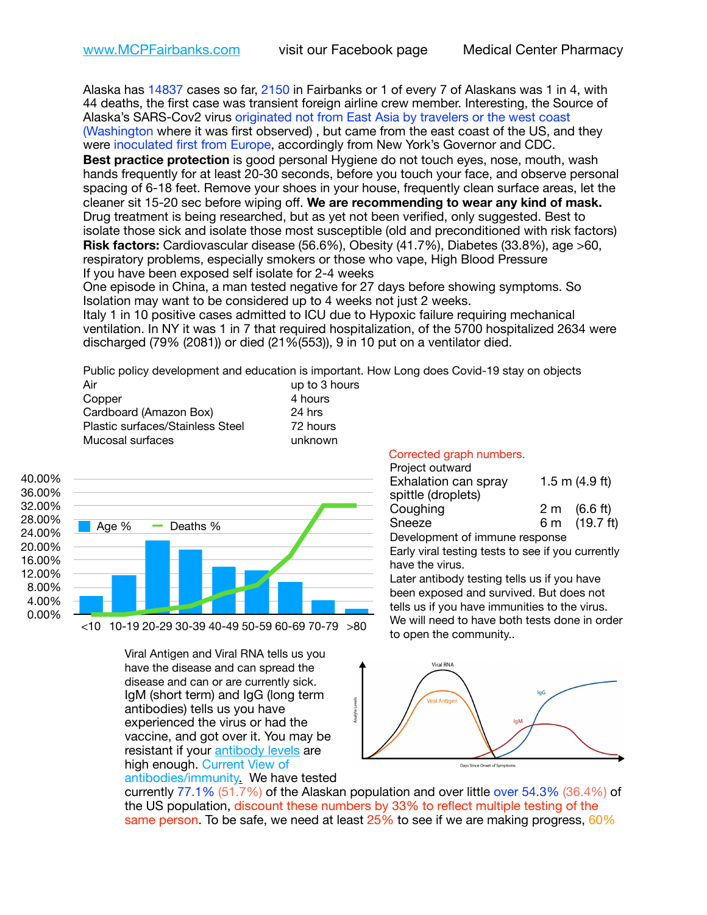www.MCPFairbanks.com visit our Facebook page Medical Center Pharmacy

Alaska has 14837 cases so far, 2150 in Fairbanks or 1 of every 7 of Alaskans was 1 in 4, with 44 deaths, the first case was transient foreign airline crew member. Interesting, the Source of Alaska's SARS-Cov2 virus originated not from East Asia by travelers or the west coast (Washington where it was first observed) , but came from the east coast of the US, and they were inoculated first from Europe, accordingly from New York's Governor and CDC.

**Best practice protection** is good personal Hygiene do not touch eyes, nose, mouth, wash hands frequently for at least 20-30 seconds, before you touch your face, and observe personal spacing of 6-18 feet. Remove your shoes in your house, frequently clean surface areas, let the cleaner sit 15-20 sec before wiping off. **We are recommending to wear any kind of mask.**
Drug treatment is being researched, but as yet not been verified, only suggested. Best to isolate those sick and isolate those most susceptible (old and preconditioned with risk factors)
**Risk factors:** Cardiovascular disease (56.6%), Obesity (41.7%), Diabetes (33.8%), age >60, respiratory problems, especially smokers or those who vape, High Blood Pressure
If you have been exposed self isolate for 2-4 weeks
One episode in China, a man tested negative for 27 days before showing symptoms. So Isolation may want to be considered up to 4 weeks not just 2 weeks.
Italy 1 in 10 positive cases admitted to ICU due to Hypoxic failure requiring mechanical ventilation. In NY it was 1 in 7 that required hospitalization, of the 5700 hospitalized 2634 were discharged (79% (2081)) or died (21%(553)), 9 in 10 put on a ventilator died.

Public policy development and education is important. How Long does Covid-19 stay on objects

| | |
|---|---|
| Air | up to 3 hours |
| Copper | 4 hours |
| Cardboard (Amazon Box) | 24 hrs |
| Plastic surfaces/Stainless Steel | 72 hours |
| Mucosal surfaces | unknown |

Corrected graph numbers.
Project outward

| | |
|---|---|
| Exhalation can spray spittle (droplets) | 1.5 m (4.9 ft) |
| Coughing | 2 m (6.6 ft) |
| Sneeze | 6 m (19.7 ft) |

Development of immune response
Early viral testing tests to see if you currently have the virus.
Later antibody testing tells us if you have been exposed and survived. But does not tells us if you have immunities to the virus.
We will need to have both tests done in order to open the community..

Viral Antigen and Viral RNA tells us you have the disease and can spread the disease and can or are currently sick. IgM (short term) and IgG (long term antibodies) tells us you have experienced the virus or had the vaccine, and got over it. You may be resistant if your antibody levels are high enough. Current View of antibodies/immunity. We have tested currently 77.1% (51.7%) of the Alaskan population and over little over 54.3% (36.4%) of the US population, discount these numbers by 33% to reflect multiple testing of the same person. To be safe, we need at least 25% to see if we are making progress, 60%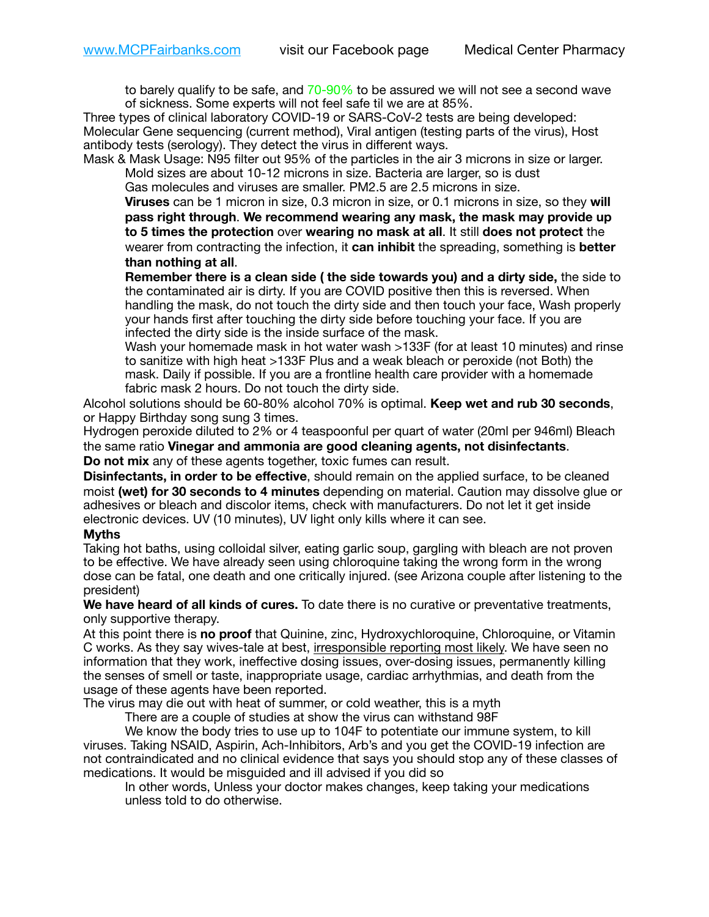to barely qualify to be safe, and 70-90% to be assured we will not see a second wave of sickness. Some experts will not feel safe til we are at 85%.

Three types of clinical laboratory COVID-19 or SARS-CoV-2 tests are being developed: Molecular Gene sequencing (current method), Viral antigen (testing parts of the virus), Host antibody tests (serology). They detect the virus in different ways.

Mask & Mask Usage: N95 filter out 95% of the particles in the air 3 microns in size or larger.

Mold sizes are about 10-12 microns in size. Bacteria are larger, so is dust

Gas molecules and viruses are smaller. PM2.5 are 2.5 microns in size.

**Viruses** can be 1 micron in size, 0.3 micron in size, or 0.1 microns in size, so they **will pass right through**. **We recommend wearing any mask, the mask may provide up to 5 times the protection** over **wearing no mask at all**. It still **does not protect** the wearer from contracting the infection, it **can inhibit** the spreading, something is **better than nothing at all**.

**Remember there is a clean side ( the side towards you) and a dirty side,** the side to the contaminated air is dirty. If you are COVID positive then this is reversed. When handling the mask, do not touch the dirty side and then touch your face, Wash properly your hands first after touching the dirty side before touching your face. If you are infected the dirty side is the inside surface of the mask.

Wash your homemade mask in hot water wash >133F (for at least 10 minutes) and rinse to sanitize with high heat >133F Plus and a weak bleach or peroxide (not Both) the mask. Daily if possible. If you are a frontline health care provider with a homemade fabric mask 2 hours. Do not touch the dirty side.

Alcohol solutions should be 60-80% alcohol 70% is optimal. **Keep wet and rub 30 seconds**, or Happy Birthday song sung 3 times.

Hydrogen peroxide diluted to 2% or 4 teaspoonful per quart of water (20ml per 946ml) Bleach the same ratio **Vinegar and ammonia are good cleaning agents, not disinfectants**.

**Do not mix** any of these agents together, toxic fumes can result.

**Disinfectants, in order to be effective**, should remain on the applied surface, to be cleaned moist **(wet) for 30 seconds to 4 minutes** depending on material. Caution may dissolve glue or adhesives or bleach and discolor items, check with manufacturers. Do not let it get inside electronic devices. UV (10 minutes), UV light only kills where it can see.

**Myths**

Taking hot baths, using colloidal silver, eating garlic soup, gargling with bleach are not proven to be effective. We have already seen using chloroquine taking the wrong form in the wrong dose can be fatal, one death and one critically injured. (see Arizona couple after listening to the president)

**We have heard of all kinds of cures.** To date there is no curative or preventative treatments, only supportive therapy.

At this point there is **no proof** that Quinine, zinc, Hydroxychloroquine, Chloroquine, or Vitamin C works. As they say wives-tale at best, irresponsible reporting most likely. We have seen no information that they work, ineffective dosing issues, over-dosing issues, permanently killing the senses of smell or taste, inappropriate usage, cardiac arrhythmias, and death from the usage of these agents have been reported.

The virus may die out with heat of summer, or cold weather, this is a myth

There are a couple of studies at show the virus can withstand 98F

We know the body tries to use up to 104F to potentiate our immune system, to kill viruses. Taking NSAID, Aspirin, Ach-Inhibitors, Arb's and you get the COVID-19 infection are not contraindicated and no clinical evidence that says you should stop any of these classes of medications. It would be misguided and ill advised if you did so

In other words, Unless your doctor makes changes, keep taking your medications unless told to do otherwise.